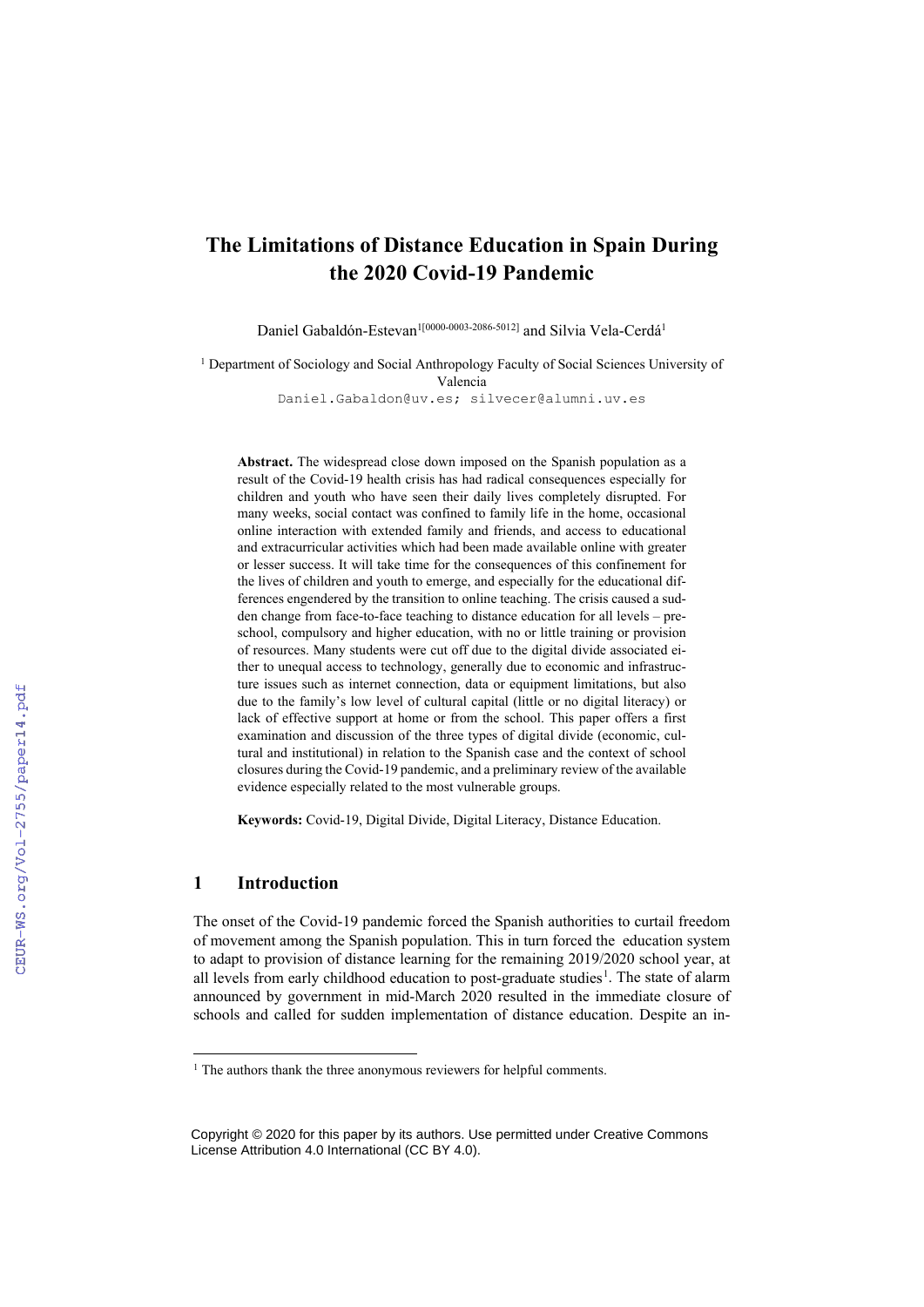# The Limitations of Distance Education in Spain During the 2020 Covid-19 Pandemic

Daniel Gabaldón-Estevan[1[0000-0003-2086-5012]] and Silvia Vela-Cerdá[1]

[1] Department of Sociology and Social Anthropology Faculty of Social Sciences University of Valencia

Daniel.Gabaldon@uv.es; silvecer@alumni.uv.es

**Abstract.** The widespread close down imposed on the Spanish population as a result of the Covid-19 health crisis has had radical consequences especially for children and youth who have seen their daily lives completely disrupted. For many weeks, social contact was confined to family life in the home, occasional online interaction with extended family and friends, and access to educational and extracurricular activities which had been made available online with greater or lesser success. It will take time for the consequences of this confinement for the lives of children and youth to emerge, and especially for the educational differences engendered by the transition to online teaching. The crisis caused a sudden change from face-to-face teaching to distance education for all levels – pre-school, compulsory and higher education, with no or little training or provision of resources. Many students were cut off due to the digital divide associated either to unequal access to technology, generally due to economic and infrastructure issues such as internet connection, data or equipment limitations, but also due to the family's low level of cultural capital (little or no digital literacy) or lack of effective support at home or from the school. This paper offers a first examination and discussion of the three types of digital divide (economic, cultural and institutional) in relation to the Spanish case and the context of school closures during the Covid-19 pandemic, and a preliminary review of the available evidence especially related to the most vulnerable groups.

**Keywords:** Covid-19, Digital Divide, Digital Literacy, Distance Education.

## 1 Introduction

The onset of the Covid-19 pandemic forced the Spanish authorities to curtail freedom of movement among the Spanish population. This in turn forced the education system to adapt to provision of distance learning for the remaining 2019/2020 school year, at all levels from early childhood education to post-graduate studies[1]. The state of alarm announced by government in mid-March 2020 resulted in the immediate closure of schools and called for sudden implementation of distance education. Despite an in-

[1] The authors thank the three anonymous reviewers for helpful comments.

Copyright © 2020 for this paper by its authors. Use permitted under Creative Commons License Attribution 4.0 International (CC BY 4.0).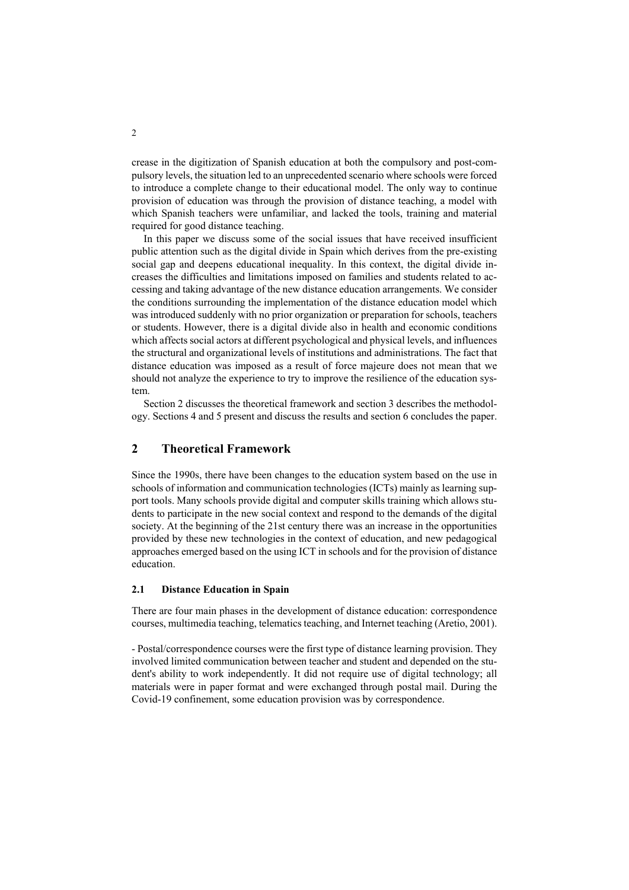crease in the digitization of Spanish education at both the compulsory and post-compulsory levels, the situation led to an unprecedented scenario where schools were forced to introduce a complete change to their educational model. The only way to continue provision of education was through the provision of distance teaching, a model with which Spanish teachers were unfamiliar, and lacked the tools, training and material required for good distance teaching.

In this paper we discuss some of the social issues that have received insufficient public attention such as the digital divide in Spain which derives from the pre-existing social gap and deepens educational inequality. In this context, the digital divide increases the difficulties and limitations imposed on families and students related to accessing and taking advantage of the new distance education arrangements. We consider the conditions surrounding the implementation of the distance education model which was introduced suddenly with no prior organization or preparation for schools, teachers or students. However, there is a digital divide also in health and economic conditions which affects social actors at different psychological and physical levels, and influences the structural and organizational levels of institutions and administrations. The fact that distance education was imposed as a result of force majeure does not mean that we should not analyze the experience to try to improve the resilience of the education system.

Section 2 discusses the theoretical framework and section 3 describes the methodology. Sections 4 and 5 present and discuss the results and section 6 concludes the paper.

## 2 Theoretical Framework

Since the 1990s, there have been changes to the education system based on the use in schools of information and communication technologies (ICTs) mainly as learning support tools. Many schools provide digital and computer skills training which allows students to participate in the new social context and respond to the demands of the digital society. At the beginning of the 21st century there was an increase in the opportunities provided by these new technologies in the context of education, and new pedagogical approaches emerged based on the using ICT in schools and for the provision of distance education.

### 2.1 Distance Education in Spain

There are four main phases in the development of distance education: correspondence courses, multimedia teaching, telematics teaching, and Internet teaching (Aretio, 2001).

- Postal/correspondence courses were the first type of distance learning provision. They involved limited communication between teacher and student and depended on the student's ability to work independently. It did not require use of digital technology; all materials were in paper format and were exchanged through postal mail. During the Covid-19 confinement, some education provision was by correspondence.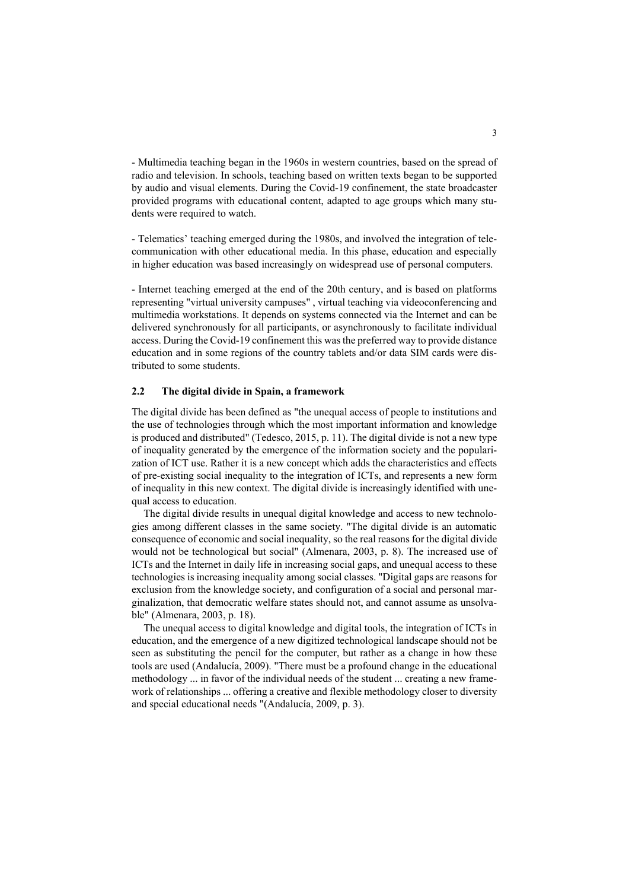- Multimedia teaching began in the 1960s in western countries, based on the spread of radio and television. In schools, teaching based on written texts began to be supported by audio and visual elements. During the Covid-19 confinement, the state broadcaster provided programs with educational content, adapted to age groups which many students were required to watch.

- Telematics' teaching emerged during the 1980s, and involved the integration of telecommunication with other educational media. In this phase, education and especially in higher education was based increasingly on widespread use of personal computers.

- Internet teaching emerged at the end of the 20th century, and is based on platforms representing "virtual university campuses" , virtual teaching via videoconferencing and multimedia workstations. It depends on systems connected via the Internet and can be delivered synchronously for all participants, or asynchronously to facilitate individual access. During the Covid-19 confinement this was the preferred way to provide distance education and in some regions of the country tablets and/or data SIM cards were distributed to some students.

### 2.2 The digital divide in Spain, a framework

The digital divide has been defined as "the unequal access of people to institutions and the use of technologies through which the most important information and knowledge is produced and distributed" (Tedesco, 2015, p. 11). The digital divide is not a new type of inequality generated by the emergence of the information society and the popularization of ICT use. Rather it is a new concept which adds the characteristics and effects of pre-existing social inequality to the integration of ICTs, and represents a new form of inequality in this new context. The digital divide is increasingly identified with unequal access to education.

The digital divide results in unequal digital knowledge and access to new technologies among different classes in the same society. "The digital divide is an automatic consequence of economic and social inequality, so the real reasons for the digital divide would not be technological but social" (Almenara, 2003, p. 8). The increased use of ICTs and the Internet in daily life in increasing social gaps, and unequal access to these technologies is increasing inequality among social classes. "Digital gaps are reasons for exclusion from the knowledge society, and configuration of a social and personal marginalization, that democratic welfare states should not, and cannot assume as unsolvable" (Almenara, 2003, p. 18).

The unequal access to digital knowledge and digital tools, the integration of ICTs in education, and the emergence of a new digitized technological landscape should not be seen as substituting the pencil for the computer, but rather as a change in how these tools are used (Andalucía, 2009). "There must be a profound change in the educational methodology ... in favor of the individual needs of the student ... creating a new framework of relationships ... offering a creative and flexible methodology closer to diversity and special educational needs "(Andalucía, 2009, p. 3).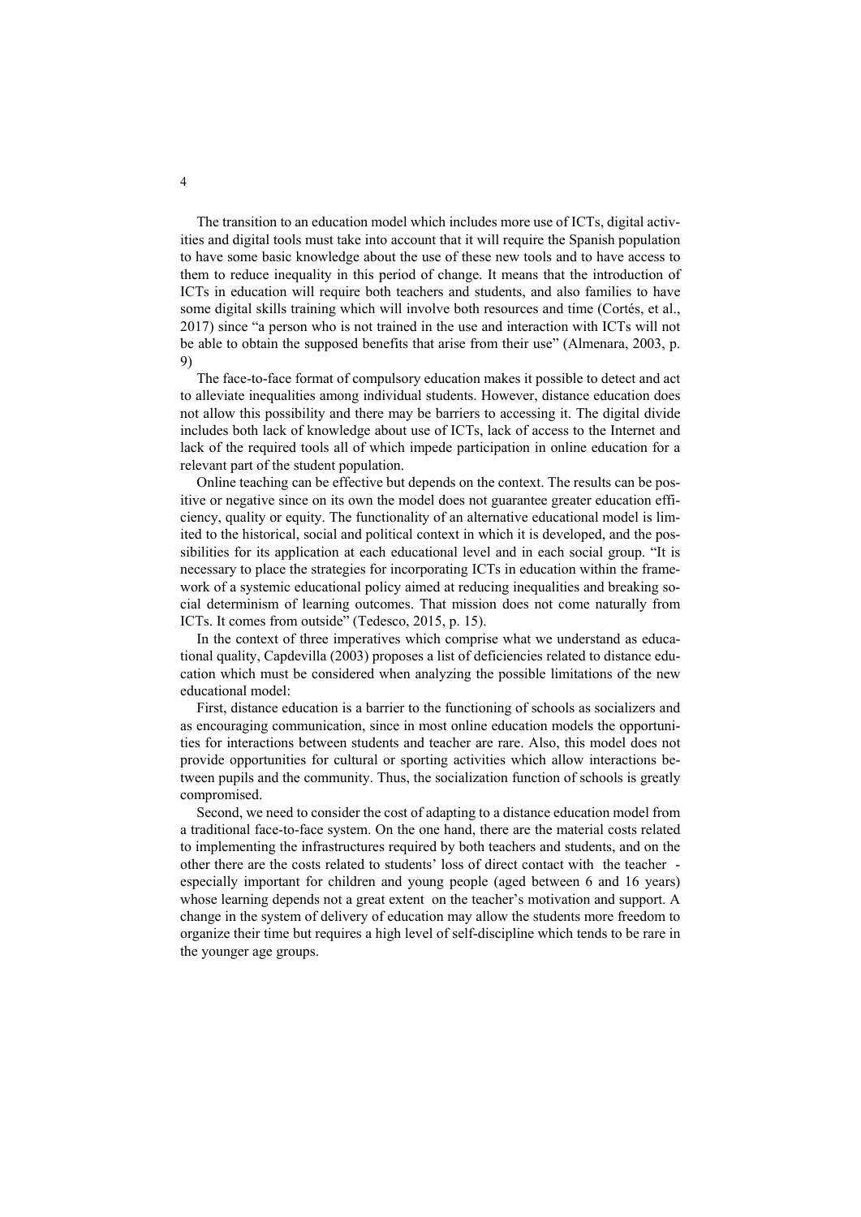The transition to an education model which includes more use of ICTs, digital activities and digital tools must take into account that it will require the Spanish population to have some basic knowledge about the use of these new tools and to have access to them to reduce inequality in this period of change. It means that the introduction of ICTs in education will require both teachers and students, and also families to have some digital skills training which will involve both resources and time (Cortés, et al., 2017) since "a person who is not trained in the use and interaction with ICTs will not be able to obtain the supposed benefits that arise from their use" (Almenara, 2003, p. 9)

The face-to-face format of compulsory education makes it possible to detect and act to alleviate inequalities among individual students. However, distance education does not allow this possibility and there may be barriers to accessing it. The digital divide includes both lack of knowledge about use of ICTs, lack of access to the Internet and lack of the required tools all of which impede participation in online education for a relevant part of the student population.

Online teaching can be effective but depends on the context. The results can be positive or negative since on its own the model does not guarantee greater education efficiency, quality or equity. The functionality of an alternative educational model is limited to the historical, social and political context in which it is developed, and the possibilities for its application at each educational level and in each social group. "It is necessary to place the strategies for incorporating ICTs in education within the framework of a systemic educational policy aimed at reducing inequalities and breaking social determinism of learning outcomes. That mission does not come naturally from ICTs. It comes from outside" (Tedesco, 2015, p. 15).

In the context of three imperatives which comprise what we understand as educational quality, Capdevilla (2003) proposes a list of deficiencies related to distance education which must be considered when analyzing the possible limitations of the new educational model:

First, distance education is a barrier to the functioning of schools as socializers and as encouraging communication, since in most online education models the opportunities for interactions between students and teacher are rare. Also, this model does not provide opportunities for cultural or sporting activities which allow interactions between pupils and the community. Thus, the socialization function of schools is greatly compromised.

Second, we need to consider the cost of adapting to a distance education model from a traditional face-to-face system. On the one hand, there are the material costs related to implementing the infrastructures required by both teachers and students, and on the other there are the costs related to students' loss of direct contact with the teacher - especially important for children and young people (aged between 6 and 16 years) whose learning depends not a great extent on the teacher's motivation and support. A change in the system of delivery of education may allow the students more freedom to organize their time but requires a high level of self-discipline which tends to be rare in the younger age groups.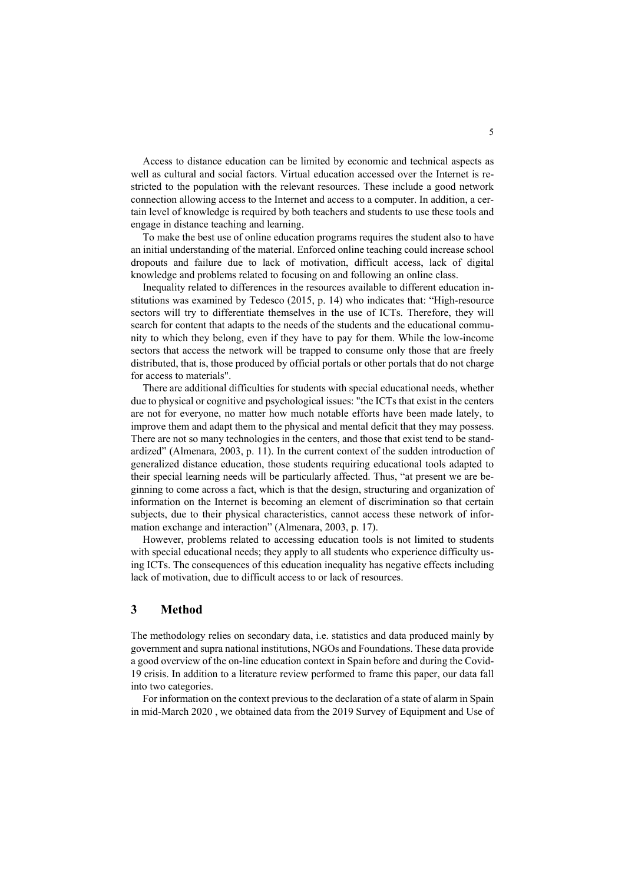Access to distance education can be limited by economic and technical aspects as well as cultural and social factors. Virtual education accessed over the Internet is restricted to the population with the relevant resources. These include a good network connection allowing access to the Internet and access to a computer. In addition, a certain level of knowledge is required by both teachers and students to use these tools and engage in distance teaching and learning.

To make the best use of online education programs requires the student also to have an initial understanding of the material. Enforced online teaching could increase school dropouts and failure due to lack of motivation, difficult access, lack of digital knowledge and problems related to focusing on and following an online class.

Inequality related to differences in the resources available to different education institutions was examined by Tedesco (2015, p. 14) who indicates that: "High-resource sectors will try to differentiate themselves in the use of ICTs. Therefore, they will search for content that adapts to the needs of the students and the educational community to which they belong, even if they have to pay for them. While the low-income sectors that access the network will be trapped to consume only those that are freely distributed, that is, those produced by official portals or other portals that do not charge for access to materials".

There are additional difficulties for students with special educational needs, whether due to physical or cognitive and psychological issues: "the ICTs that exist in the centers are not for everyone, no matter how much notable efforts have been made lately, to improve them and adapt them to the physical and mental deficit that they may possess. There are not so many technologies in the centers, and those that exist tend to be standardized" (Almenara, 2003, p. 11). In the current context of the sudden introduction of generalized distance education, those students requiring educational tools adapted to their special learning needs will be particularly affected. Thus, "at present we are beginning to come across a fact, which is that the design, structuring and organization of information on the Internet is becoming an element of discrimination so that certain subjects, due to their physical characteristics, cannot access these network of information exchange and interaction" (Almenara, 2003, p. 17).

However, problems related to accessing education tools is not limited to students with special educational needs; they apply to all students who experience difficulty using ICTs. The consequences of this education inequality has negative effects including lack of motivation, due to difficult access to or lack of resources.

## 3 Method

The methodology relies on secondary data, i.e. statistics and data produced mainly by government and supra national institutions, NGOs and Foundations. These data provide a good overview of the on-line education context in Spain before and during the Covid-19 crisis. In addition to a literature review performed to frame this paper, our data fall into two categories.

For information on the context previous to the declaration of a state of alarm in Spain in mid-March 2020 , we obtained data from the 2019 Survey of Equipment and Use of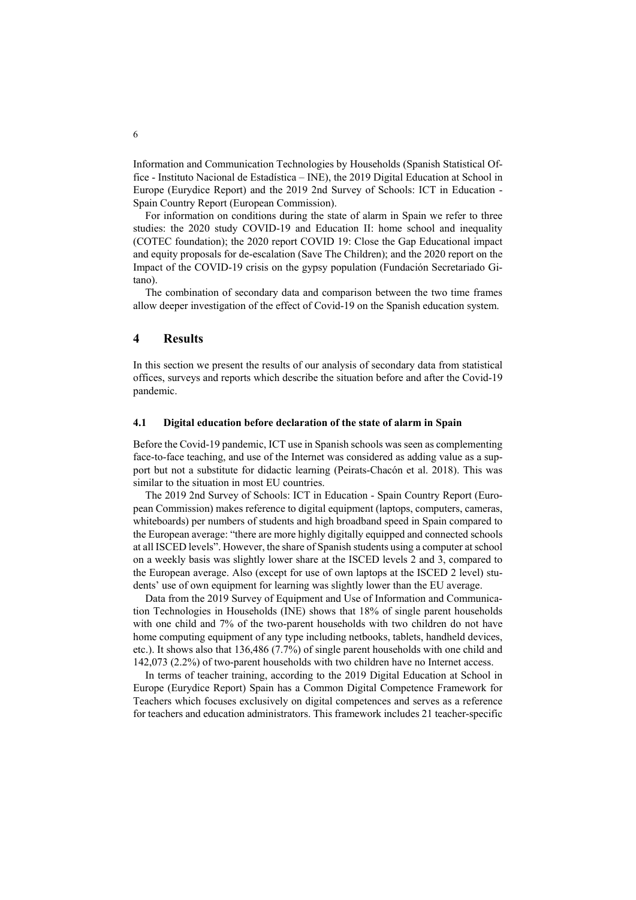Information and Communication Technologies by Households (Spanish Statistical Office - Instituto Nacional de Estadística – INE), the 2019 Digital Education at School in Europe (Eurydice Report) and the 2019 2nd Survey of Schools: ICT in Education - Spain Country Report (European Commission).

For information on conditions during the state of alarm in Spain we refer to three studies: the 2020 study COVID-19 and Education II: home school and inequality (COTEC foundation); the 2020 report COVID 19: Close the Gap Educational impact and equity proposals for de-escalation (Save The Children); and the 2020 report on the Impact of the COVID-19 crisis on the gypsy population (Fundación Secretariado Gitano).

The combination of secondary data and comparison between the two time frames allow deeper investigation of the effect of Covid-19 on the Spanish education system.

## 4 Results

In this section we present the results of our analysis of secondary data from statistical offices, surveys and reports which describe the situation before and after the Covid-19 pandemic.

### 4.1 Digital education before declaration of the state of alarm in Spain

Before the Covid-19 pandemic, ICT use in Spanish schools was seen as complementing face-to-face teaching, and use of the Internet was considered as adding value as a support but not a substitute for didactic learning (Peirats-Chacón et al. 2018). This was similar to the situation in most EU countries.

The 2019 2nd Survey of Schools: ICT in Education - Spain Country Report (European Commission) makes reference to digital equipment (laptops, computers, cameras, whiteboards) per numbers of students and high broadband speed in Spain compared to the European average: "there are more highly digitally equipped and connected schools at all ISCED levels". However, the share of Spanish students using a computer at school on a weekly basis was slightly lower share at the ISCED levels 2 and 3, compared to the European average. Also (except for use of own laptops at the ISCED 2 level) students' use of own equipment for learning was slightly lower than the EU average.

Data from the 2019 Survey of Equipment and Use of Information and Communication Technologies in Households (INE) shows that 18% of single parent households with one child and 7% of the two-parent households with two children do not have home computing equipment of any type including netbooks, tablets, handheld devices, etc.). It shows also that 136,486 (7.7%) of single parent households with one child and 142,073 (2.2%) of two-parent households with two children have no Internet access.

In terms of teacher training, according to the 2019 Digital Education at School in Europe (Eurydice Report) Spain has a Common Digital Competence Framework for Teachers which focuses exclusively on digital competences and serves as a reference for teachers and education administrators. This framework includes 21 teacher-specific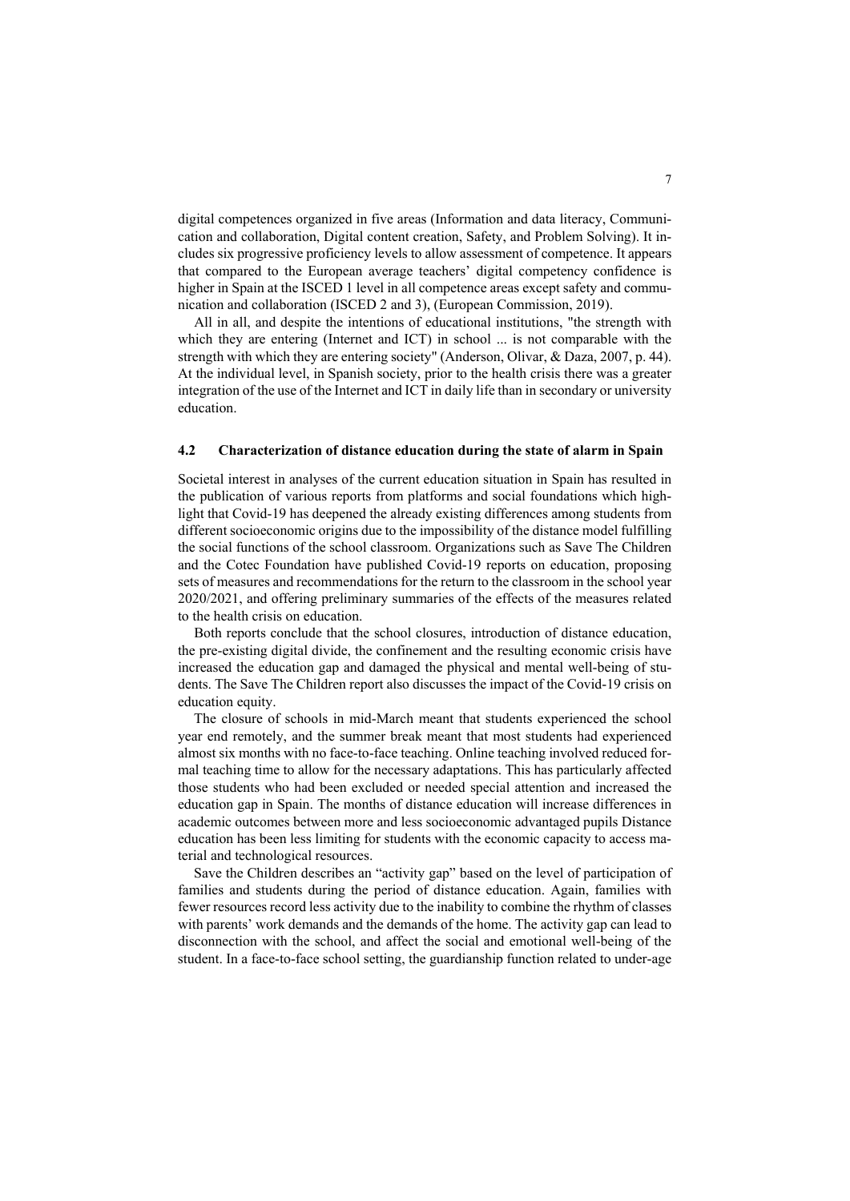digital competences organized in five areas (Information and data literacy, Communication and collaboration, Digital content creation, Safety, and Problem Solving). It includes six progressive proficiency levels to allow assessment of competence. It appears that compared to the European average teachers' digital competency confidence is higher in Spain at the ISCED 1 level in all competence areas except safety and communication and collaboration (ISCED 2 and 3), (European Commission, 2019).

All in all, and despite the intentions of educational institutions, "the strength with which they are entering (Internet and ICT) in school ... is not comparable with the strength with which they are entering society" (Anderson, Olivar, & Daza, 2007, p. 44). At the individual level, in Spanish society, prior to the health crisis there was a greater integration of the use of the Internet and ICT in daily life than in secondary or university education.

### 4.2 Characterization of distance education during the state of alarm in Spain

Societal interest in analyses of the current education situation in Spain has resulted in the publication of various reports from platforms and social foundations which highlight that Covid-19 has deepened the already existing differences among students from different socioeconomic origins due to the impossibility of the distance model fulfilling the social functions of the school classroom. Organizations such as Save The Children and the Cotec Foundation have published Covid-19 reports on education, proposing sets of measures and recommendations for the return to the classroom in the school year 2020/2021, and offering preliminary summaries of the effects of the measures related to the health crisis on education.

Both reports conclude that the school closures, introduction of distance education, the pre-existing digital divide, the confinement and the resulting economic crisis have increased the education gap and damaged the physical and mental well-being of students. The Save The Children report also discusses the impact of the Covid-19 crisis on education equity.

The closure of schools in mid-March meant that students experienced the school year end remotely, and the summer break meant that most students had experienced almost six months with no face-to-face teaching. Online teaching involved reduced formal teaching time to allow for the necessary adaptations. This has particularly affected those students who had been excluded or needed special attention and increased the education gap in Spain. The months of distance education will increase differences in academic outcomes between more and less socioeconomic advantaged pupils Distance education has been less limiting for students with the economic capacity to access material and technological resources.

Save the Children describes an "activity gap" based on the level of participation of families and students during the period of distance education. Again, families with fewer resources record less activity due to the inability to combine the rhythm of classes with parents' work demands and the demands of the home. The activity gap can lead to disconnection with the school, and affect the social and emotional well-being of the student. In a face-to-face school setting, the guardianship function related to under-age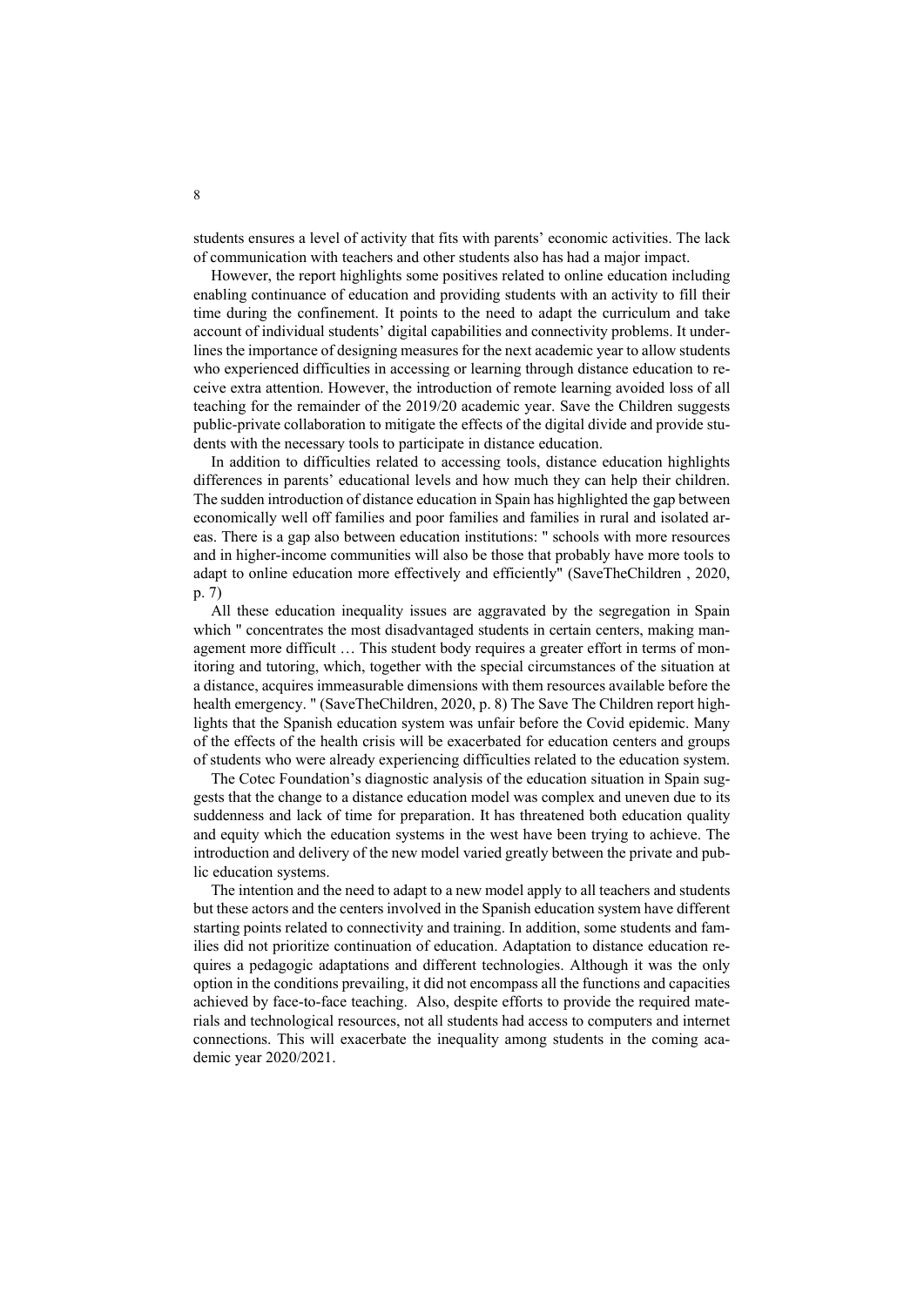students ensures a level of activity that fits with parents' economic activities. The lack of communication with teachers and other students also has had a major impact.

However, the report highlights some positives related to online education including enabling continuance of education and providing students with an activity to fill their time during the confinement. It points to the need to adapt the curriculum and take account of individual students' digital capabilities and connectivity problems. It underlines the importance of designing measures for the next academic year to allow students who experienced difficulties in accessing or learning through distance education to receive extra attention. However, the introduction of remote learning avoided loss of all teaching for the remainder of the 2019/20 academic year. Save the Children suggests public-private collaboration to mitigate the effects of the digital divide and provide students with the necessary tools to participate in distance education.

In addition to difficulties related to accessing tools, distance education highlights differences in parents' educational levels and how much they can help their children. The sudden introduction of distance education in Spain has highlighted the gap between economically well off families and poor families and families in rural and isolated areas. There is a gap also between education institutions: " schools with more resources and in higher-income communities will also be those that probably have more tools to adapt to online education more effectively and efficiently" (SaveTheChildren , 2020, p. 7)

All these education inequality issues are aggravated by the segregation in Spain which " concentrates the most disadvantaged students in certain centers, making management more difficult … This student body requires a greater effort in terms of monitoring and tutoring, which, together with the special circumstances of the situation at a distance, acquires immeasurable dimensions with them resources available before the health emergency. " (SaveTheChildren, 2020, p. 8) The Save The Children report highlights that the Spanish education system was unfair before the Covid epidemic. Many of the effects of the health crisis will be exacerbated for education centers and groups of students who were already experiencing difficulties related to the education system.

The Cotec Foundation's diagnostic analysis of the education situation in Spain suggests that the change to a distance education model was complex and uneven due to its suddenness and lack of time for preparation. It has threatened both education quality and equity which the education systems in the west have been trying to achieve. The introduction and delivery of the new model varied greatly between the private and public education systems.

The intention and the need to adapt to a new model apply to all teachers and students but these actors and the centers involved in the Spanish education system have different starting points related to connectivity and training. In addition, some students and families did not prioritize continuation of education. Adaptation to distance education requires a pedagogic adaptations and different technologies. Although it was the only option in the conditions prevailing, it did not encompass all the functions and capacities achieved by face-to-face teaching. Also, despite efforts to provide the required materials and technological resources, not all students had access to computers and internet connections. This will exacerbate the inequality among students in the coming academic year 2020/2021.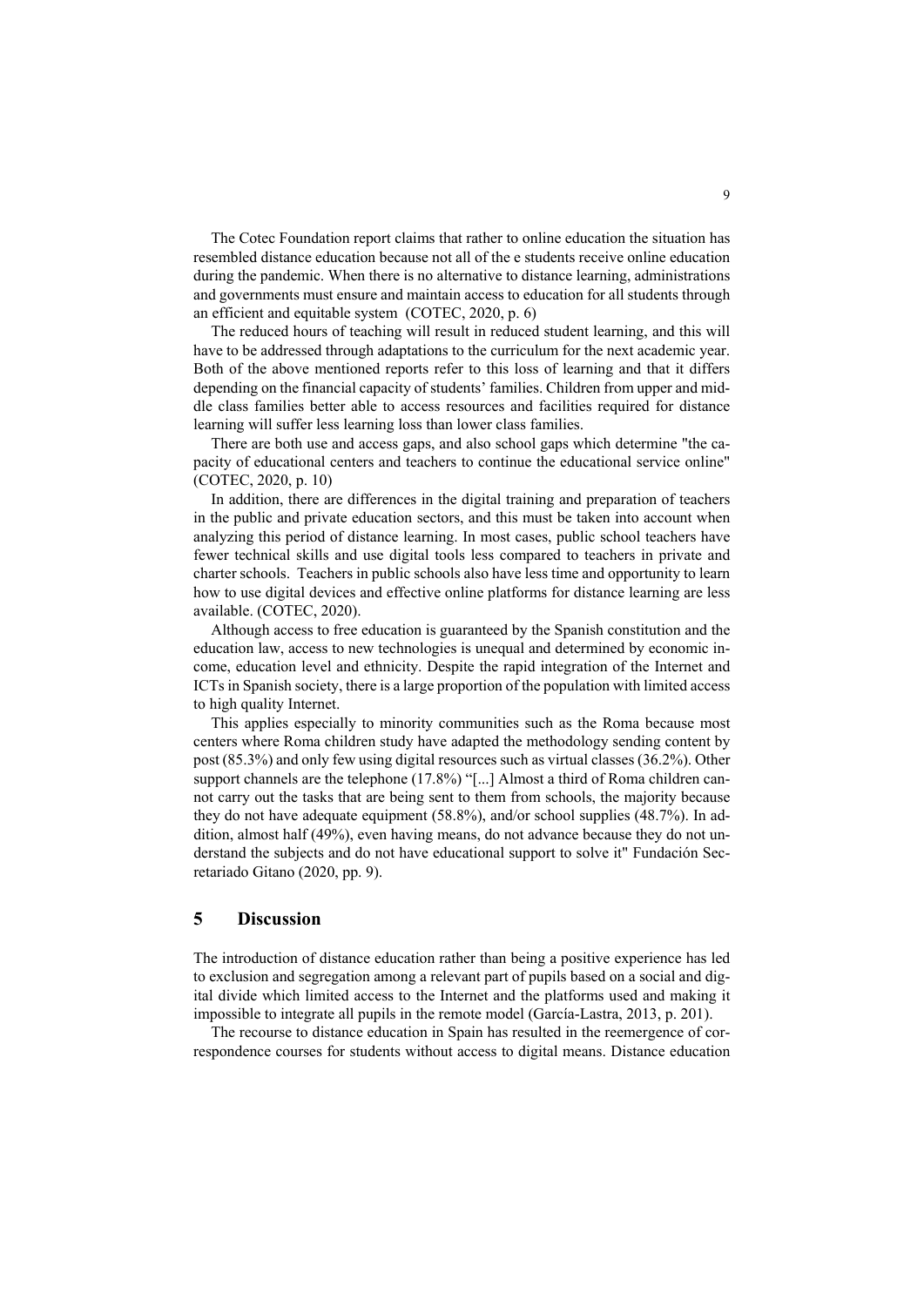The Cotec Foundation report claims that rather to online education the situation has resembled distance education because not all of the e students receive online education during the pandemic. When there is no alternative to distance learning, administrations and governments must ensure and maintain access to education for all students through an efficient and equitable system (COTEC, 2020, p. 6)

The reduced hours of teaching will result in reduced student learning, and this will have to be addressed through adaptations to the curriculum for the next academic year. Both of the above mentioned reports refer to this loss of learning and that it differs depending on the financial capacity of students' families. Children from upper and middle class families better able to access resources and facilities required for distance learning will suffer less learning loss than lower class families.

There are both use and access gaps, and also school gaps which determine "the capacity of educational centers and teachers to continue the educational service online" (COTEC, 2020, p. 10)

In addition, there are differences in the digital training and preparation of teachers in the public and private education sectors, and this must be taken into account when analyzing this period of distance learning. In most cases, public school teachers have fewer technical skills and use digital tools less compared to teachers in private and charter schools. Teachers in public schools also have less time and opportunity to learn how to use digital devices and effective online platforms for distance learning are less available. (COTEC, 2020).

Although access to free education is guaranteed by the Spanish constitution and the education law, access to new technologies is unequal and determined by economic income, education level and ethnicity. Despite the rapid integration of the Internet and ICTs in Spanish society, there is a large proportion of the population with limited access to high quality Internet.

This applies especially to minority communities such as the Roma because most centers where Roma children study have adapted the methodology sending content by post (85.3%) and only few using digital resources such as virtual classes (36.2%). Other support channels are the telephone (17.8%) "[...] Almost a third of Roma children cannot carry out the tasks that are being sent to them from schools, the majority because they do not have adequate equipment (58.8%), and/or school supplies (48.7%). In addition, almost half (49%), even having means, do not advance because they do not understand the subjects and do not have educational support to solve it" Fundación Secretariado Gitano (2020, pp. 9).

## 5 Discussion

The introduction of distance education rather than being a positive experience has led to exclusion and segregation among a relevant part of pupils based on a social and digital divide which limited access to the Internet and the platforms used and making it impossible to integrate all pupils in the remote model (García-Lastra, 2013, p. 201).

The recourse to distance education in Spain has resulted in the reemergence of correspondence courses for students without access to digital means. Distance education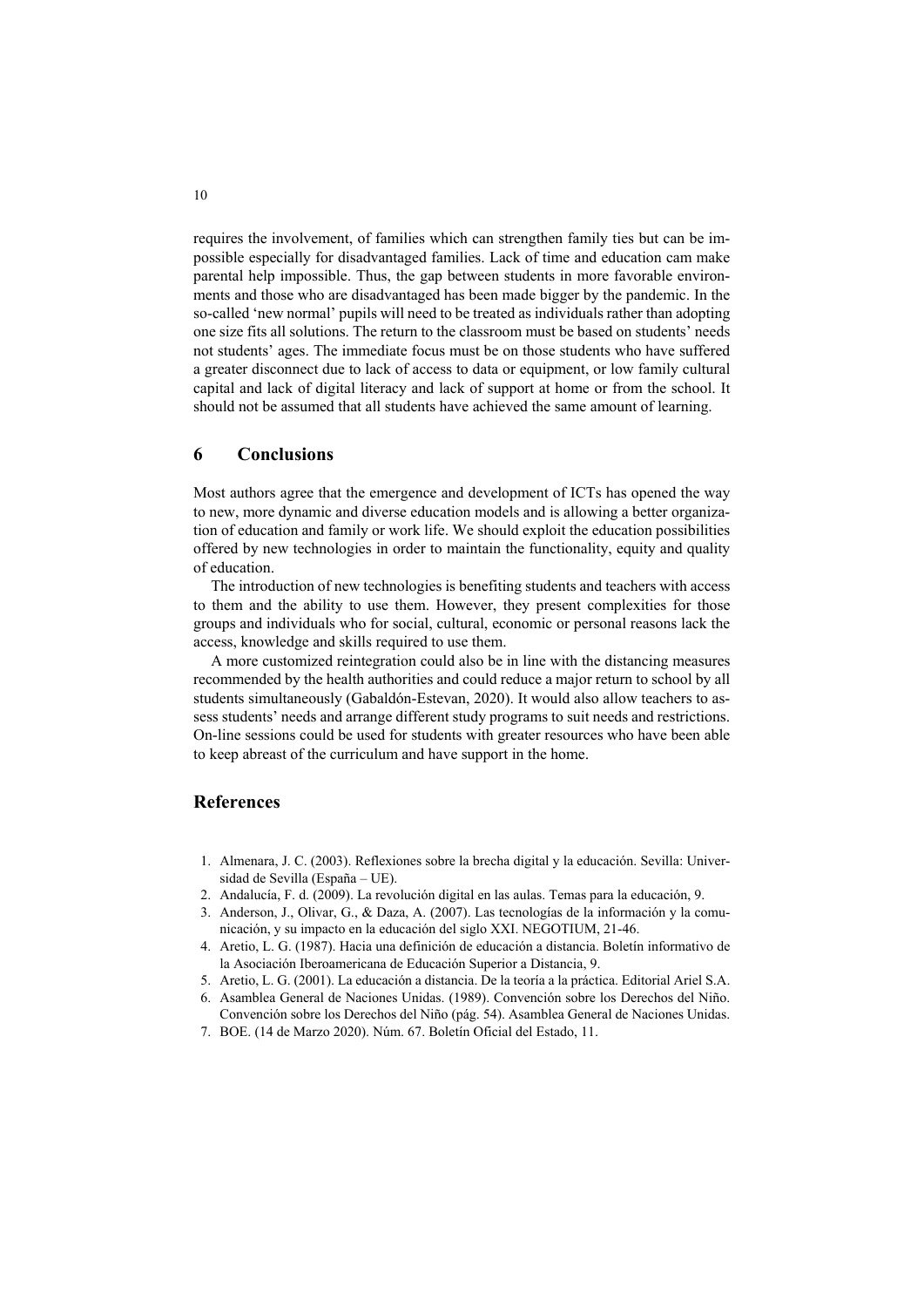requires the involvement, of families which can strengthen family ties but can be impossible especially for disadvantaged families. Lack of time and education cam make parental help impossible. Thus, the gap between students in more favorable environments and those who are disadvantaged has been made bigger by the pandemic. In the so-called 'new normal' pupils will need to be treated as individuals rather than adopting one size fits all solutions. The return to the classroom must be based on students' needs not students' ages. The immediate focus must be on those students who have suffered a greater disconnect due to lack of access to data or equipment, or low family cultural capital and lack of digital literacy and lack of support at home or from the school. It should not be assumed that all students have achieved the same amount of learning.

## 6 Conclusions

Most authors agree that the emergence and development of ICTs has opened the way to new, more dynamic and diverse education models and is allowing a better organization of education and family or work life. We should exploit the education possibilities offered by new technologies in order to maintain the functionality, equity and quality of education.

The introduction of new technologies is benefiting students and teachers with access to them and the ability to use them. However, they present complexities for those groups and individuals who for social, cultural, economic or personal reasons lack the access, knowledge and skills required to use them.

A more customized reintegration could also be in line with the distancing measures recommended by the health authorities and could reduce a major return to school by all students simultaneously (Gabaldón-Estevan, 2020). It would also allow teachers to assess students' needs and arrange different study programs to suit needs and restrictions. On-line sessions could be used for students with greater resources who have been able to keep abreast of the curriculum and have support in the home.

## References

1. Almenara, J. C. (2003). Reflexiones sobre la brecha digital y la educación. Sevilla: Universidad de Sevilla (España – UE).
2. Andalucía, F. d. (2009). La revolución digital en las aulas. Temas para la educación, 9.
3. Anderson, J., Olivar, G., & Daza, A. (2007). Las tecnologías de la información y la comunicación, y su impacto en la educación del siglo XXI. NEGOTIUM, 21-46.
4. Aretio, L. G. (1987). Hacia una definición de educación a distancia. Boletín informativo de la Asociación Iberoamericana de Educación Superior a Distancia, 9.
5. Aretio, L. G. (2001). La educación a distancia. De la teoría a la práctica. Editorial Ariel S.A.
6. Asamblea General de Naciones Unidas. (1989). Convención sobre los Derechos del Niño. Convención sobre los Derechos del Niño (pág. 54). Asamblea General de Naciones Unidas.
7. BOE. (14 de Marzo 2020). Núm. 67. Boletín Oficial del Estado, 11.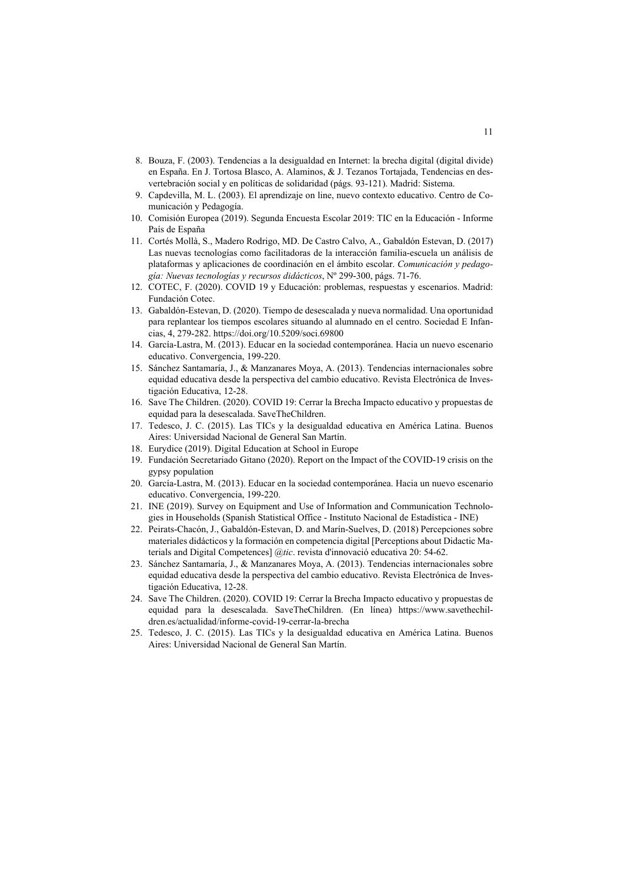8. Bouza, F. (2003). Tendencias a la desigualdad en Internet: la brecha digital (digital divide) en España. En J. Tortosa Blasco, A. Alaminos, & J. Tezanos Tortajada, Tendencias en desvertebración social y en políticas de solidaridad (págs. 93-121). Madrid: Sistema.
9. Capdevilla, M. L. (2003). El aprendizaje on line, nuevo contexto educativo. Centro de Comunicación y Pedagogía.
10. Comisión Europea (2019). Segunda Encuesta Escolar 2019: TIC en la Educación - Informe País de España
11. Cortés Mollà, S., Madero Rodrigo, MD. De Castro Calvo, A., Gabaldón Estevan, D. (2017) Las nuevas tecnologías como facilitadoras de la interacción familia-escuela un análisis de plataformas y aplicaciones de coordinación en el ámbito escolar. *Comunicación y pedagogía: Nuevas tecnologías y recursos didácticos*, Nº 299-300, págs. 71-76.
12. COTEC, F. (2020). COVID 19 y Educación: problemas, respuestas y escenarios. Madrid: Fundación Cotec.
13. Gabaldón-Estevan, D. (2020). Tiempo de desescalada y nueva normalidad. Una oportunidad para replantear los tiempos escolares situando al alumnado en el centro. Sociedad E Infancias, 4, 279-282. https://doi.org/10.5209/soci.69800
14. García-Lastra, M. (2013). Educar en la sociedad contemporánea. Hacia un nuevo escenario educativo. Convergencia, 199-220.
15. Sánchez Santamaría, J., & Manzanares Moya, A. (2013). Tendencias internacionales sobre equidad educativa desde la perspectiva del cambio educativo. Revista Electrónica de Investigación Educativa, 12-28.
16. Save The Children. (2020). COVID 19: Cerrar la Brecha Impacto educativo y propuestas de equidad para la desescalada. SaveTheChildren.
17. Tedesco, J. C. (2015). Las TICs y la desigualdad educativa en América Latina. Buenos Aires: Universidad Nacional de General San Martín.
18. Eurydice (2019). Digital Education at School in Europe
19. Fundación Secretariado Gitano (2020). Report on the Impact of the COVID-19 crisis on the gypsy population
20. García-Lastra, M. (2013). Educar en la sociedad contemporánea. Hacia un nuevo escenario educativo. Convergencia, 199-220.
21. INE (2019). Survey on Equipment and Use of Information and Communication Technologies in Households (Spanish Statistical Office - Instituto Nacional de Estadística - INE)
22. Peirats-Chacón, J., Gabaldón-Estevan, D. and Marín-Suelves, D. (2018) Percepciones sobre materiales didácticos y la formación en competencia digital [Perceptions about Didactic Materials and Digital Competences] *@tic*. revista d'innovació educativa 20: 54-62.
23. Sánchez Santamaría, J., & Manzanares Moya, A. (2013). Tendencias internacionales sobre equidad educativa desde la perspectiva del cambio educativo. Revista Electrónica de Investigación Educativa, 12-28.
24. Save The Children. (2020). COVID 19: Cerrar la Brecha Impacto educativo y propuestas de equidad para la desescalada. SaveTheChildren. (En línea) https://www.savethechildren.es/actualidad/informe-covid-19-cerrar-la-brecha
25. Tedesco, J. C. (2015). Las TICs y la desigualdad educativa en América Latina. Buenos Aires: Universidad Nacional de General San Martín.